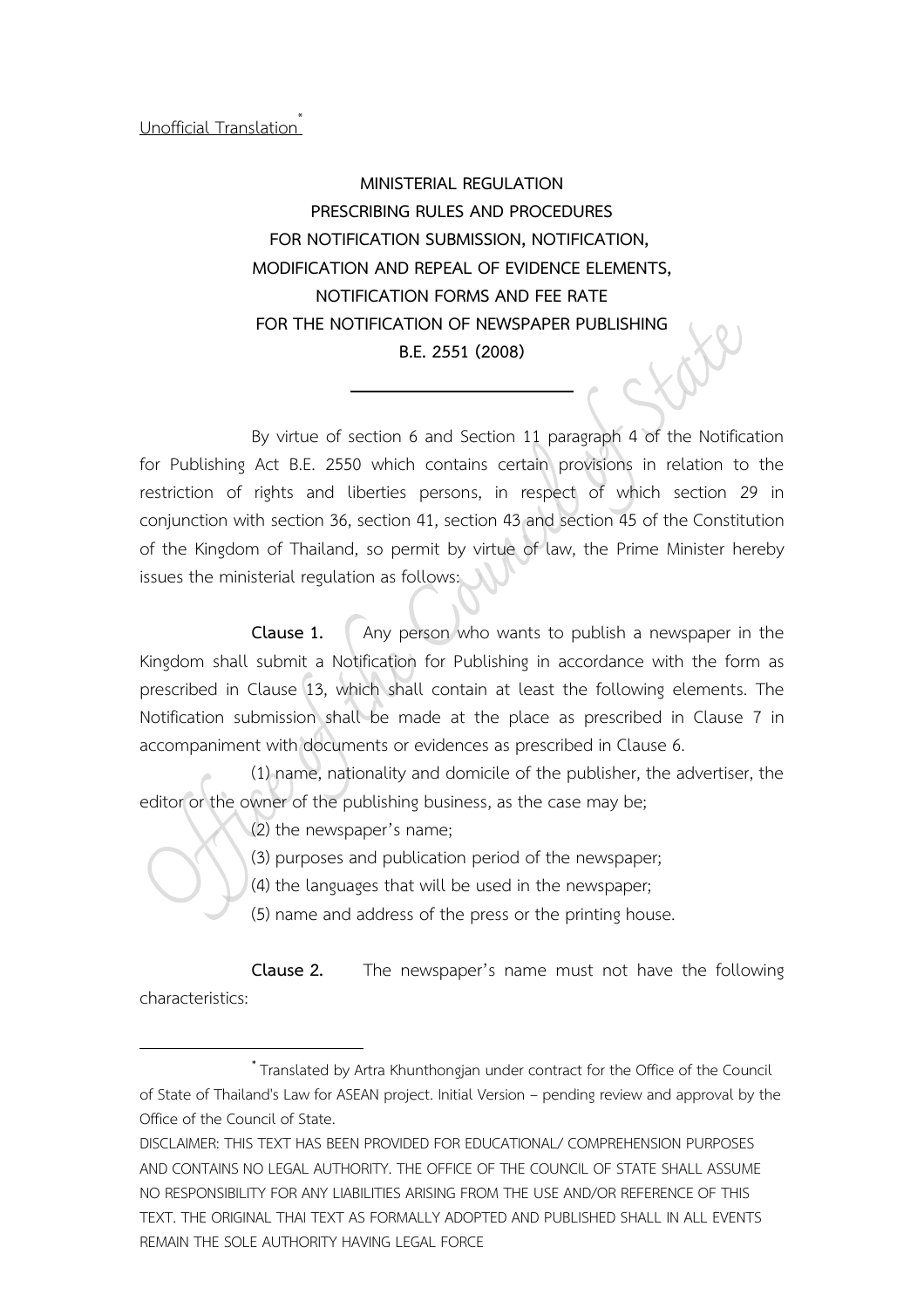Unofficial Translation[*]

# MINISTERIAL REGULATION
# PRESCRIBING RULES AND PROCEDURES
# FOR NOTIFICATION SUBMISSION, NOTIFICATION, MODIFICATION AND REPEAL OF EVIDENCE ELEMENTS, NOTIFICATION FORMS AND FEE RATE FOR THE NOTIFICATION OF NEWSPAPER PUBLISHING
# B.E. 2551 (2008)

---

By virtue of section 6 and Section 11 paragraph 4 of the Notification for Publishing Act B.E. 2550 which contains certain provisions in relation to the restriction of rights and liberties persons, in respect of which section 29 in conjunction with section 36, section 41, section 43 and section 45 of the Constitution of the Kingdom of Thailand, so permit by virtue of law, the Prime Minister hereby issues the ministerial regulation as follows:

**Clause 1.** Any person who wants to publish a newspaper in the Kingdom shall submit a Notification for Publishing in accordance with the form as prescribed in Clause 13, which shall contain at least the following elements. The Notification submission shall be made at the place as prescribed in Clause 7 in accompaniment with documents or evidences as prescribed in Clause 6.

(1) name, nationality and domicile of the publisher, the advertiser, the editor or the owner of the publishing business, as the case may be;

(2) the newspaper's name;

(3) purposes and publication period of the newspaper;

(4) the languages that will be used in the newspaper;

(5) name and address of the press or the printing house.

**Clause 2.** The newspaper's name must not have the following characteristics:

---

[*] Translated by Artra Khunthongjan under contract for the Office of the Council of State of Thailand's Law for ASEAN project. Initial Version – pending review and approval by the Office of the Council of State.

DISCLAIMER: THIS TEXT HAS BEEN PROVIDED FOR EDUCATIONAL/ COMPREHENSION PURPOSES AND CONTAINS NO LEGAL AUTHORITY. THE OFFICE OF THE COUNCIL OF STATE SHALL ASSUME NO RESPONSIBILITY FOR ANY LIABILITIES ARISING FROM THE USE AND/OR REFERENCE OF THIS TEXT. THE ORIGINAL THAI TEXT AS FORMALLY ADOPTED AND PUBLISHED SHALL IN ALL EVENTS REMAIN THE SOLE AUTHORITY HAVING LEGAL FORCE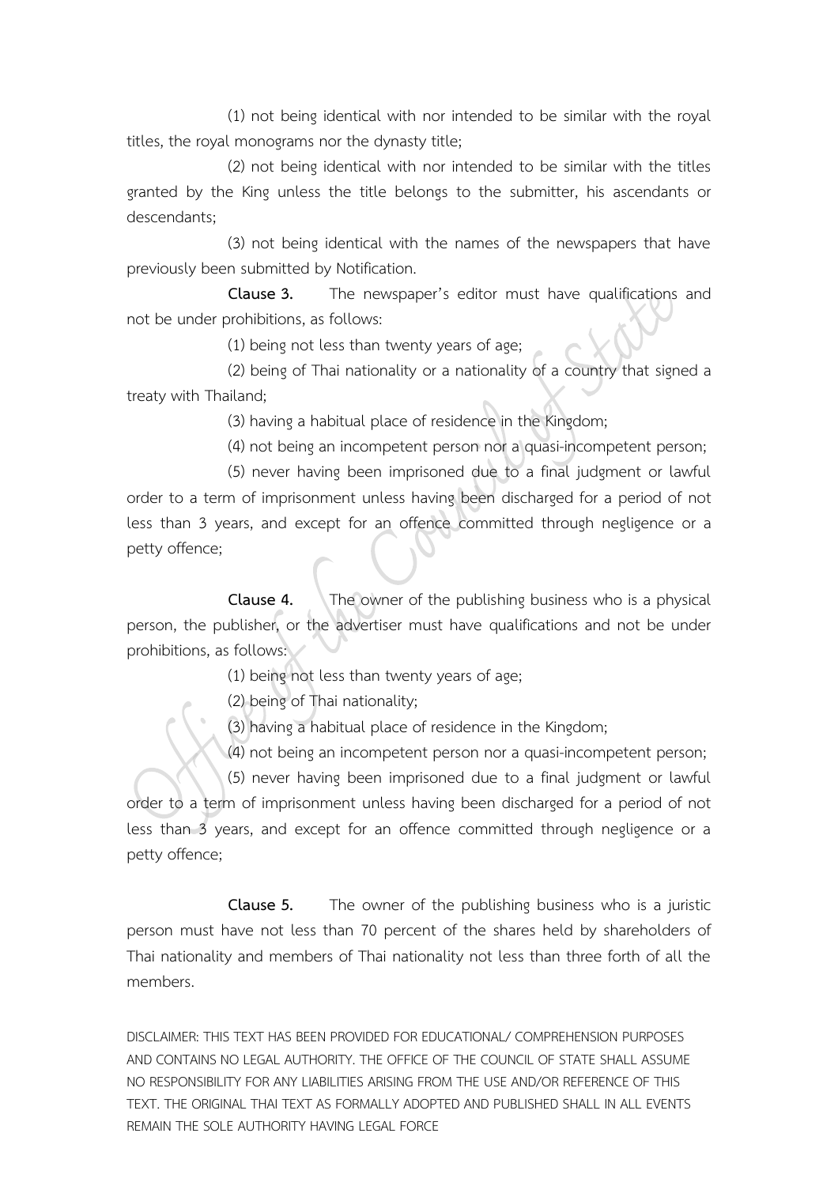(1) not being identical with nor intended to be similar with the royal titles, the royal monograms nor the dynasty title;

(2) not being identical with nor intended to be similar with the titles granted by the King unless the title belongs to the submitter, his ascendants or descendants;

(3) not being identical with the names of the newspapers that have previously been submitted by Notification.

**Clause 3.** The newspaper's editor must have qualifications and not be under prohibitions, as follows:

(1) being not less than twenty years of age;

(2) being of Thai nationality or a nationality of a country that signed a treaty with Thailand;

(3) having a habitual place of residence in the Kingdom;

(4) not being an incompetent person nor a quasi-incompetent person;

(5) never having been imprisoned due to a final judgment or lawful order to a term of imprisonment unless having been discharged for a period of not less than 3 years, and except for an offence committed through negligence or a petty offence;

**Clause 4.** The owner of the publishing business who is a physical person, the publisher, or the advertiser must have qualifications and not be under prohibitions, as follows:

(1) being not less than twenty years of age;

(2) being of Thai nationality;

(3) having a habitual place of residence in the Kingdom;

(4) not being an incompetent person nor a quasi-incompetent person;

(5) never having been imprisoned due to a final judgment or lawful order to a term of imprisonment unless having been discharged for a period of not less than 3 years, and except for an offence committed through negligence or a petty offence;

**Clause 5.** The owner of the publishing business who is a juristic person must have not less than 70 percent of the shares held by shareholders of Thai nationality and members of Thai nationality not less than three forth of all the members.

DISCLAIMER: THIS TEXT HAS BEEN PROVIDED FOR EDUCATIONAL/ COMPREHENSION PURPOSES AND CONTAINS NO LEGAL AUTHORITY. THE OFFICE OF THE COUNCIL OF STATE SHALL ASSUME NO RESPONSIBILITY FOR ANY LIABILITIES ARISING FROM THE USE AND/OR REFERENCE OF THIS TEXT. THE ORIGINAL THAI TEXT AS FORMALLY ADOPTED AND PUBLISHED SHALL IN ALL EVENTS REMAIN THE SOLE AUTHORITY HAVING LEGAL FORCE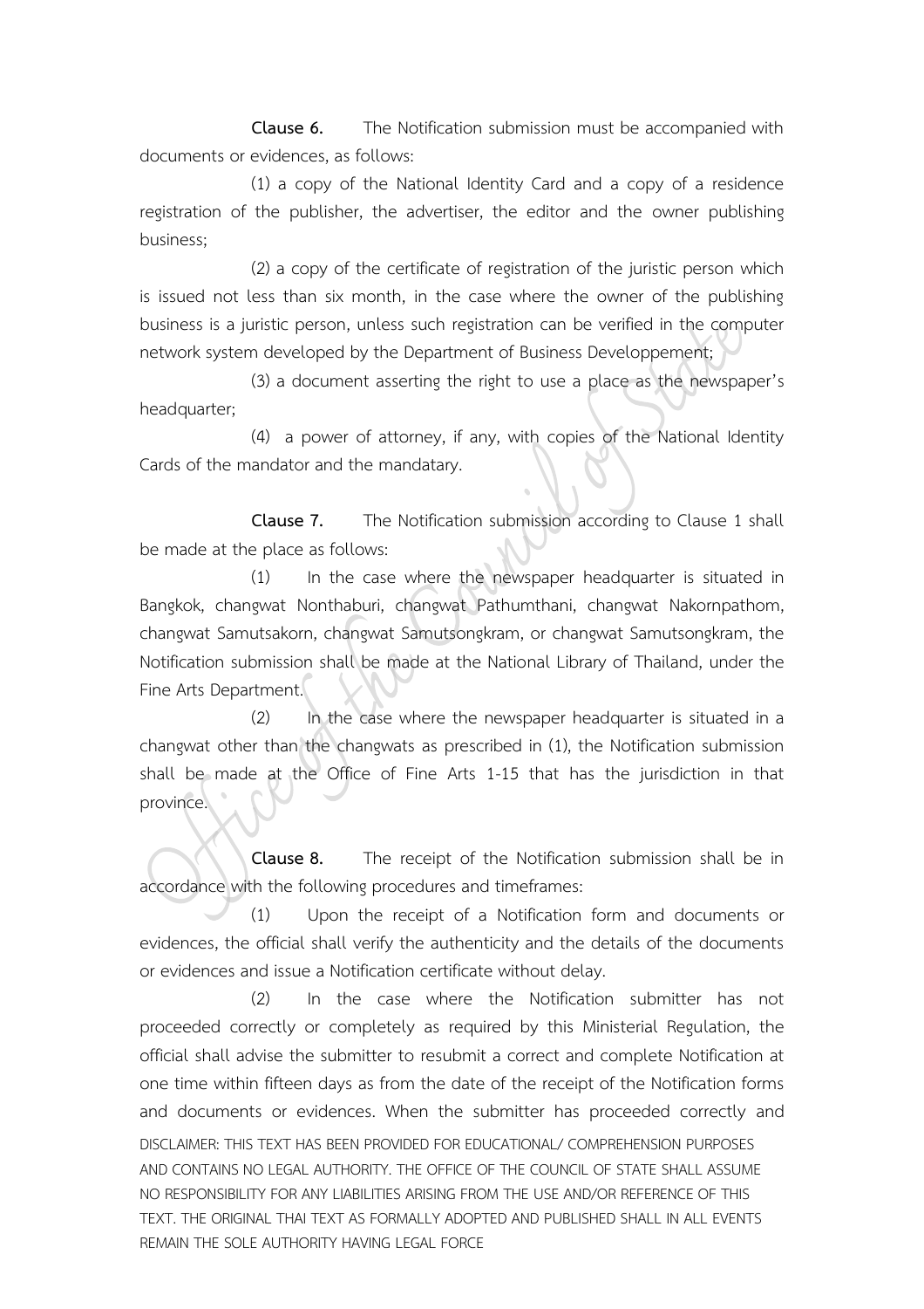**Clause 6.** The Notification submission must be accompanied with documents or evidences, as follows:

(1) a copy of the National Identity Card and a copy of a residence registration of the publisher, the advertiser, the editor and the owner publishing business;

(2) a copy of the certificate of registration of the juristic person which is issued not less than six month, in the case where the owner of the publishing business is a juristic person, unless such registration can be verified in the computer network system developed by the Department of Business Developpement;

(3) a document asserting the right to use a place as the newspaper's headquarter;

(4) a power of attorney, if any, with copies of the National Identity Cards of the mandator and the mandatary.

**Clause 7.** The Notification submission according to Clause 1 shall be made at the place as follows:

(1) In the case where the newspaper headquarter is situated in Bangkok, changwat Nonthaburi, changwat Pathumthani, changwat Nakornpathom, changwat Samutsakorn, changwat Samutsongkram, or changwat Samutsongkram, the Notification submission shall be made at the National Library of Thailand, under the Fine Arts Department.

(2) In the case where the newspaper headquarter is situated in a changwat other than the changwats as prescribed in (1), the Notification submission shall be made at the Office of Fine Arts 1-15 that has the jurisdiction in that province.

**Clause 8.** The receipt of the Notification submission shall be in accordance with the following procedures and timeframes:

(1) Upon the receipt of a Notification form and documents or evidences, the official shall verify the authenticity and the details of the documents or evidences and issue a Notification certificate without delay.

(2) In the case where the Notification submitter has not proceeded correctly or completely as required by this Ministerial Regulation, the official shall advise the submitter to resubmit a correct and complete Notification at one time within fifteen days as from the date of the receipt of the Notification forms and documents or evidences. When the submitter has proceeded correctly and

DISCLAIMER: THIS TEXT HAS BEEN PROVIDED FOR EDUCATIONAL/ COMPREHENSION PURPOSES AND CONTAINS NO LEGAL AUTHORITY. THE OFFICE OF THE COUNCIL OF STATE SHALL ASSUME NO RESPONSIBILITY FOR ANY LIABILITIES ARISING FROM THE USE AND/OR REFERENCE OF THIS TEXT. THE ORIGINAL THAI TEXT AS FORMALLY ADOPTED AND PUBLISHED SHALL IN ALL EVENTS REMAIN THE SOLE AUTHORITY HAVING LEGAL FORCE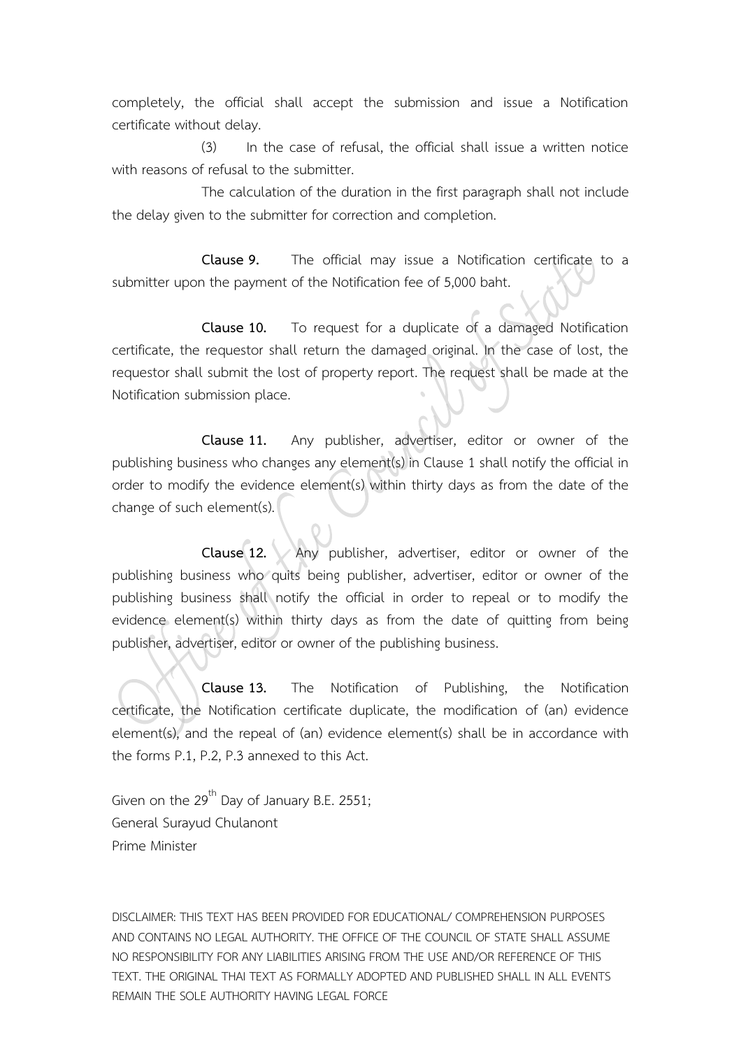completely, the official shall accept the submission and issue a Notification certificate without delay.

(3) In the case of refusal, the official shall issue a written notice with reasons of refusal to the submitter.

The calculation of the duration in the first paragraph shall not include the delay given to the submitter for correction and completion.

**Clause 9.** The official may issue a Notification certificate to a submitter upon the payment of the Notification fee of 5,000 baht.

**Clause 10.** To request for a duplicate of a damaged Notification certificate, the requestor shall return the damaged original. In the case of lost, the requestor shall submit the lost of property report. The request shall be made at the Notification submission place.

**Clause 11.** Any publisher, advertiser, editor or owner of the publishing business who changes any element(s) in Clause 1 shall notify the official in order to modify the evidence element(s) within thirty days as from the date of the change of such element(s).

**Clause 12.** Any publisher, advertiser, editor or owner of the publishing business who quits being publisher, advertiser, editor or owner of the publishing business shall notify the official in order to repeal or to modify the evidence element(s) within thirty days as from the date of quitting from being publisher, advertiser, editor or owner of the publishing business.

**Clause 13.** The Notification of Publishing, the Notification certificate, the Notification certificate duplicate, the modification of (an) evidence element(s), and the repeal of (an) evidence element(s) shall be in accordance with the forms P.1, P.2, P.3 annexed to this Act.

Given on the 29th Day of January B.E. 2551;
General Surayud Chulanont
Prime Minister

DISCLAIMER: THIS TEXT HAS BEEN PROVIDED FOR EDUCATIONAL/ COMPREHENSION PURPOSES AND CONTAINS NO LEGAL AUTHORITY. THE OFFICE OF THE COUNCIL OF STATE SHALL ASSUME NO RESPONSIBILITY FOR ANY LIABILITIES ARISING FROM THE USE AND/OR REFERENCE OF THIS TEXT. THE ORIGINAL THAI TEXT AS FORMALLY ADOPTED AND PUBLISHED SHALL IN ALL EVENTS REMAIN THE SOLE AUTHORITY HAVING LEGAL FORCE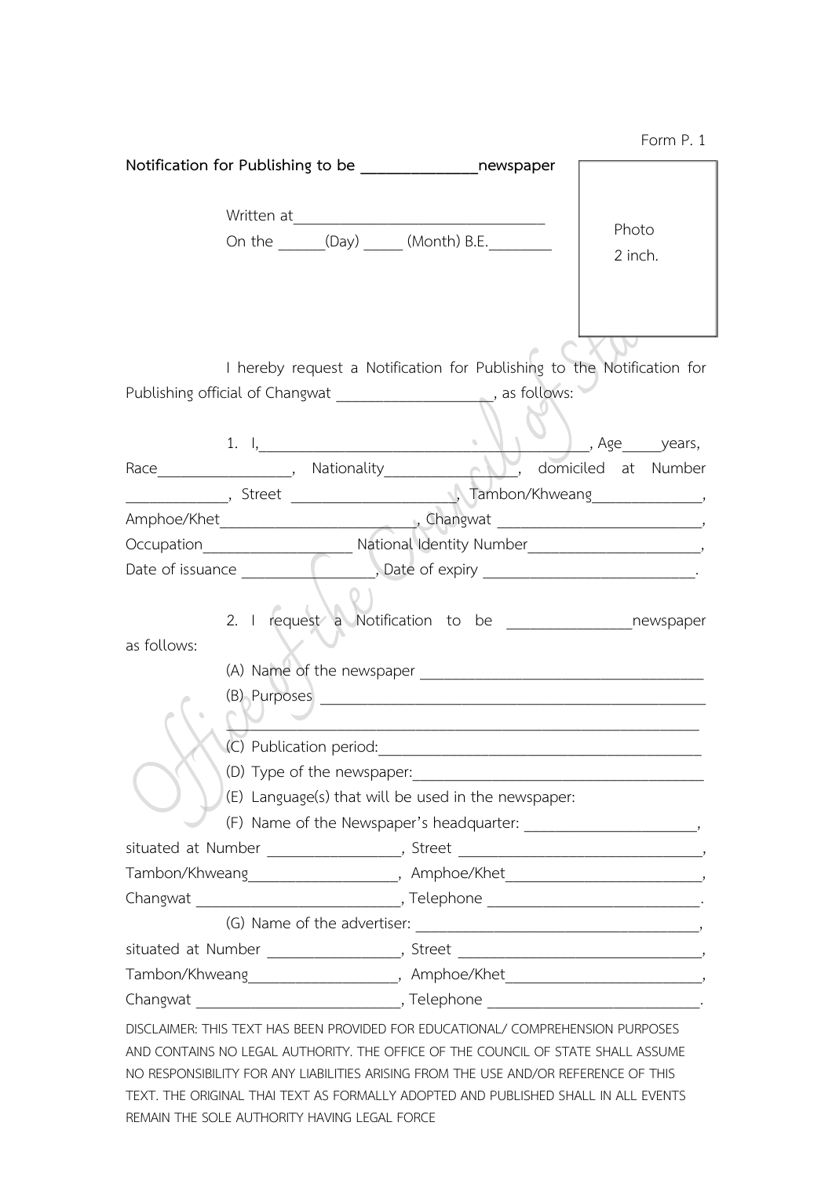Form P. 1

**Notification for Publishing to be ______________newspaper**

Written at________________________________

On the ______(Day) _____ (Month) B.E.________

Photo
2 inch.

I hereby request a Notification for Publishing to the Notification for Publishing official of Changwat ___________________, as follows:

1. I,________________________________________, Age_____years, Race________________, Nationality_______________, domiciled at Number ____________, Street ____________________, Tambon/Khweang_____________, Amphoe/Khet_______________________, Changwat ________________________, Occupation__________________ National Identity Number_____________________, Date of issuance ________________, Date of expiry __________________________.

2. I request a Notification to be _______________newspaper as follows:

(A) Name of the newspaper ___________________________________

(B) Purposes ______________________________________________
_________________________________________________________

(C) Publication period:_________________________________________

(D) Type of the newspaper:_____________________________________

(E) Language(s) that will be used in the newspaper:

(F) Name of the Newspaper's headquarter: _____________________, situated at Number ________________, Street ______________________________, Tambon/Khweang__________________, Amphoe/Khet________________________, Changwat _________________________, Telephone ___________________________.

(G) Name of the advertiser: ___________________________________, situated at Number ________________, Street ______________________________, Tambon/Khweang__________________, Amphoe/Khet________________________, Changwat _________________________, Telephone ___________________________.

DISCLAIMER: THIS TEXT HAS BEEN PROVIDED FOR EDUCATIONAL/ COMPREHENSION PURPOSES AND CONTAINS NO LEGAL AUTHORITY. THE OFFICE OF THE COUNCIL OF STATE SHALL ASSUME NO RESPONSIBILITY FOR ANY LIABILITIES ARISING FROM THE USE AND/OR REFERENCE OF THIS TEXT. THE ORIGINAL THAI TEXT AS FORMALLY ADOPTED AND PUBLISHED SHALL IN ALL EVENTS REMAIN THE SOLE AUTHORITY HAVING LEGAL FORCE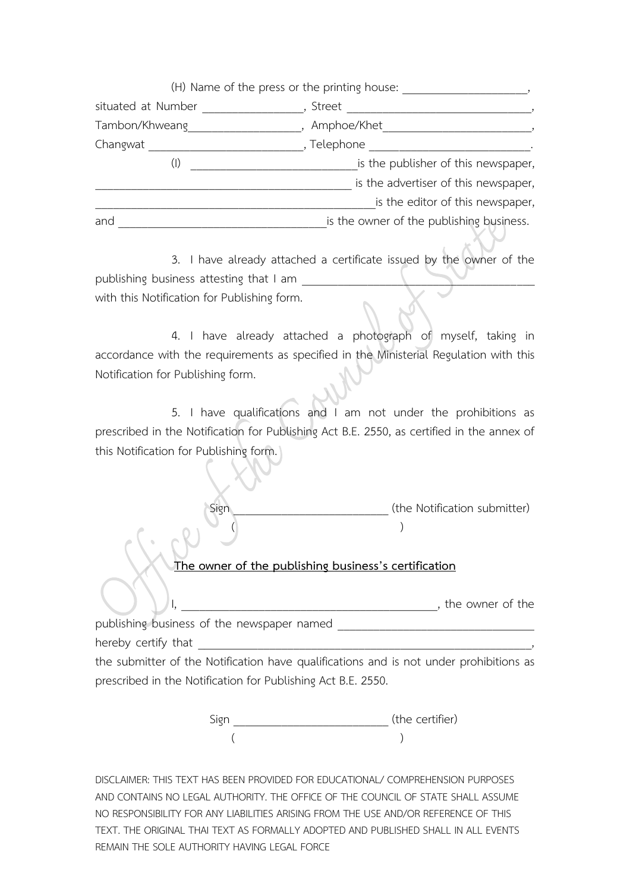(H) Name of the press or the printing house: ______________________,
situated at Number _________________, Street ________________________________,
Tambon/Khweang___________________, Amphoe/Khet_________________________,
Changwat __________________________, Telephone ___________________________.

(I) ____________________________is the publisher of this newspaper,
____________________________________________ is the advertiser of this newspaper,
_______________________________________________is the editor of this newspaper,
and ___________________________________is the owner of the publishing business.

3. I have already attached a certificate issued by the owner of the publishing business attesting that I am ________________________________________ with this Notification for Publishing form.

4. I have already attached a photograph of myself, taking in accordance with the requirements as specified in the Ministerial Regulation with this Notification for Publishing form.

5. I have qualifications and I am not under the prohibitions as prescribed in the Notification for Publishing Act B.E. 2550, as certified in the annex of this Notification for Publishing form.

Sign ___________________________ (the Notification submitter)
( )

**The owner of the publishing business's certification**

I, ____________________________________________, the owner of the publishing business of the newspaper named _________________________________ hereby certify that ____________________________________________________________, the submitter of the Notification have qualifications and is not under prohibitions as prescribed in the Notification for Publishing Act B.E. 2550.

Sign ___________________________ (the certifier)
( )

DISCLAIMER: THIS TEXT HAS BEEN PROVIDED FOR EDUCATIONAL/ COMPREHENSION PURPOSES AND CONTAINS NO LEGAL AUTHORITY. THE OFFICE OF THE COUNCIL OF STATE SHALL ASSUME NO RESPONSIBILITY FOR ANY LIABILITIES ARISING FROM THE USE AND/OR REFERENCE OF THIS TEXT. THE ORIGINAL THAI TEXT AS FORMALLY ADOPTED AND PUBLISHED SHALL IN ALL EVENTS REMAIN THE SOLE AUTHORITY HAVING LEGAL FORCE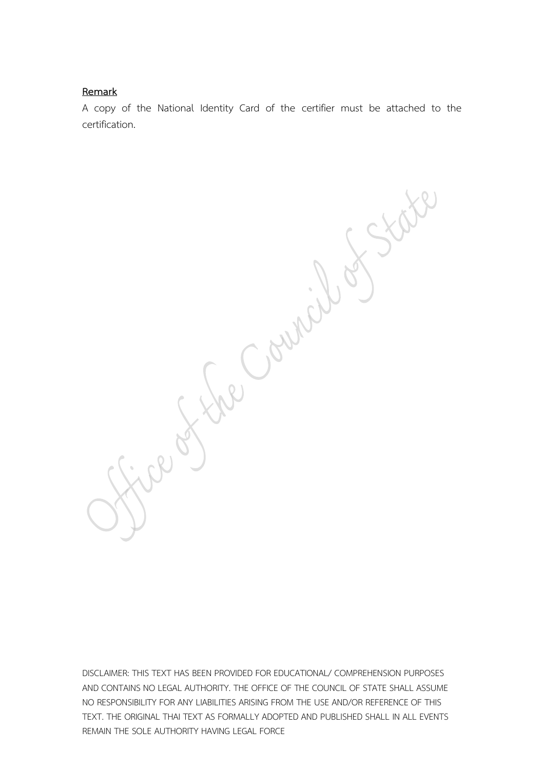**Remark**

A copy of the National Identity Card of the certifier must be attached to the certification.

DISCLAIMER: THIS TEXT HAS BEEN PROVIDED FOR EDUCATIONAL/ COMPREHENSION PURPOSES AND CONTAINS NO LEGAL AUTHORITY. THE OFFICE OF THE COUNCIL OF STATE SHALL ASSUME NO RESPONSIBILITY FOR ANY LIABILITIES ARISING FROM THE USE AND/OR REFERENCE OF THIS TEXT. THE ORIGINAL THAI TEXT AS FORMALLY ADOPTED AND PUBLISHED SHALL IN ALL EVENTS REMAIN THE SOLE AUTHORITY HAVING LEGAL FORCE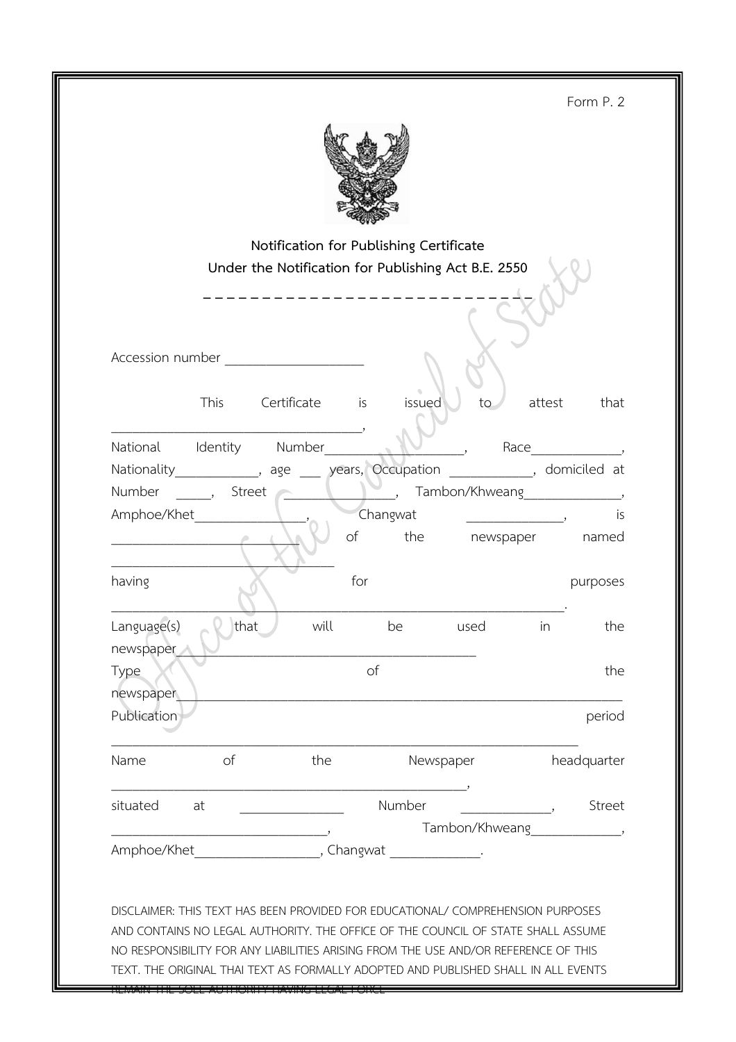Form P. 2

**Notification for Publishing Certificate**
**Under the Notification for Publishing Act B.E. 2550**

_ _ _ _ _ _ _ _ _ _ _ _ _ _ _ _ _ _ _ _ _ _ _ _ _ _ _ _

Accession number ____________________

This Certificate is issued to attest that _____________________________________, National Identity Number____________________, Race______________, Nationality_____________, age ___ years, Occupation ____________, domiciled at Number _____, Street _________________, Tambon/Khweang_______________, Amphoe/Khet_________________, Changwat _______________, is ____________________________ of the newspaper named _________________________________ having for purposes ___________________________________________________________________. Language(s) that will be used in the newspaper___________________________________________ Type of the newspaper_______________________________________________________________ Publication period ____________________________________________________________________ Name of the Newspaper headquarter _____________________________________________________, situated at _______________ Number ______________, Street ________________________________, Tambon/Khweang______________, Amphoe/Khet___________________, Changwat ______________.

DISCLAIMER: THIS TEXT HAS BEEN PROVIDED FOR EDUCATIONAL/ COMPREHENSION PURPOSES AND CONTAINS NO LEGAL AUTHORITY. THE OFFICE OF THE COUNCIL OF STATE SHALL ASSUME NO RESPONSIBILITY FOR ANY LIABILITIES ARISING FROM THE USE AND/OR REFERENCE OF THIS TEXT. THE ORIGINAL THAI TEXT AS FORMALLY ADOPTED AND PUBLISHED SHALL IN ALL EVENTS REMAIN THE SOLE AUTHORITY HAVING LEGAL FORCE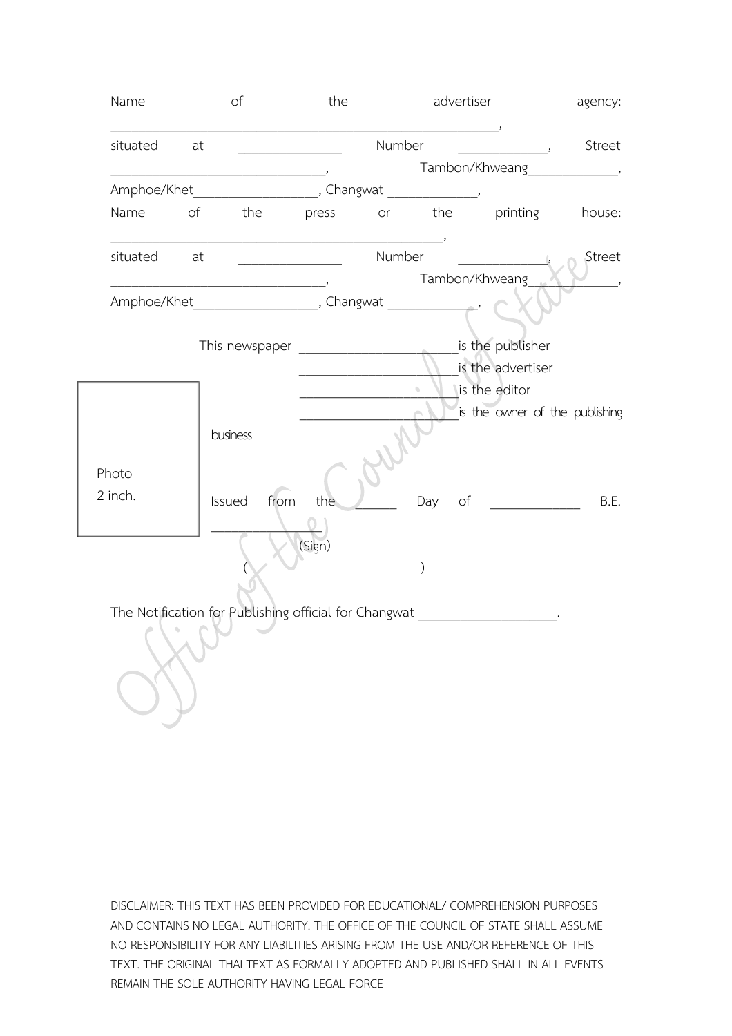Name of the advertiser agency: ____________________________________________________________,

situated at ________________ Number ______________, Street ________________________________, Tambon/Khweang______________, Amphoe/Khet___________________, Changwat ______________,

Name of the press or the printing house: ___________________________________________________,

situated at ________________ Number ______________, Street ________________________________, Tambon/Khweang______________, Amphoe/Khet___________________, Changwat ______________,

This newspaper ________________________is the publisher

________________________is the advertiser

________________________is the editor

________________________is the owner of the publishing business

Photo
2 inch.

Issued from the ______ Day of ______________ B.E. _________________

(Sign)

( )

The Notification for Publishing official for Changwat _____________________.

DISCLAIMER: THIS TEXT HAS BEEN PROVIDED FOR EDUCATIONAL/ COMPREHENSION PURPOSES AND CONTAINS NO LEGAL AUTHORITY. THE OFFICE OF THE COUNCIL OF STATE SHALL ASSUME NO RESPONSIBILITY FOR ANY LIABILITIES ARISING FROM THE USE AND/OR REFERENCE OF THIS TEXT. THE ORIGINAL THAI TEXT AS FORMALLY ADOPTED AND PUBLISHED SHALL IN ALL EVENTS REMAIN THE SOLE AUTHORITY HAVING LEGAL FORCE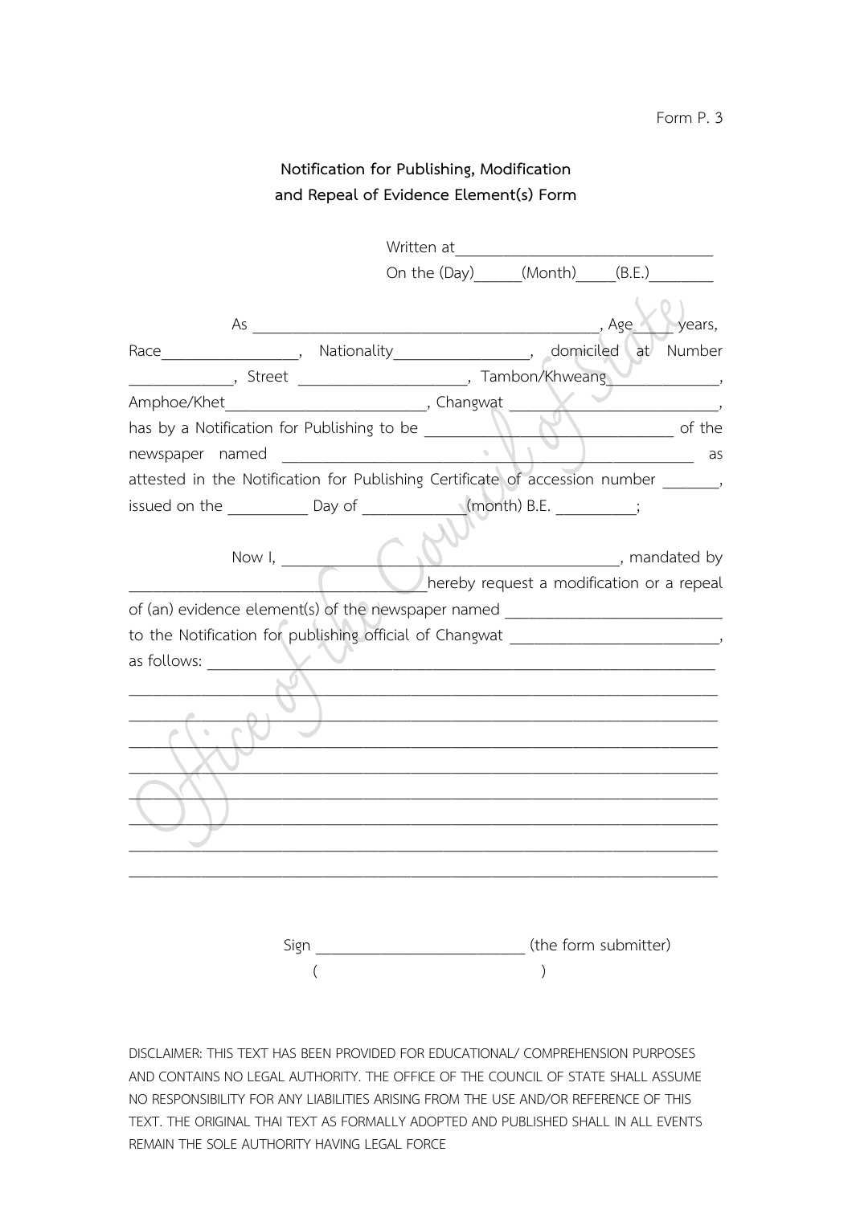Form P. 3

**Notification for Publishing, Modification and Repeal of Evidence Element(s) Form**

Written at_______________________________

On the (Day)______(Month)_____(B.E.)________

As ____________________________________________, Age_____ years, Race_________________, Nationality_________________, domiciled at Number _____________, Street _____________________, Tambon/Khweang______________, Amphoe/Khet_________________________, Changwat ___________________________, has by a Notification for Publishing to be _______________________________ of the newspaper named ____________________________________________________ as attested in the Notification for Publishing Certificate of accession number _______, issued on the __________ Day of _____________(month) B.E. __________;

Now I, ____________________________________________, mandated by ___________________________________hereby request a modification or a repeal of (an) evidence element(s) of the newspaper named ___________________________ to the Notification for publishing official of Changwat __________________________, as follows: _________________________________________________________________

_____________________________________________________________________________

_____________________________________________________________________________

_____________________________________________________________________________

_____________________________________________________________________________

_____________________________________________________________________________

_____________________________________________________________________________

_____________________________________________________________________________

_____________________________________________________________________________

Sign ___________________________ (the form submitter)

( )

DISCLAIMER: THIS TEXT HAS BEEN PROVIDED FOR EDUCATIONAL/ COMPREHENSION PURPOSES AND CONTAINS NO LEGAL AUTHORITY. THE OFFICE OF THE COUNCIL OF STATE SHALL ASSUME NO RESPONSIBILITY FOR ANY LIABILITIES ARISING FROM THE USE AND/OR REFERENCE OF THIS TEXT. THE ORIGINAL THAI TEXT AS FORMALLY ADOPTED AND PUBLISHED SHALL IN ALL EVENTS REMAIN THE SOLE AUTHORITY HAVING LEGAL FORCE